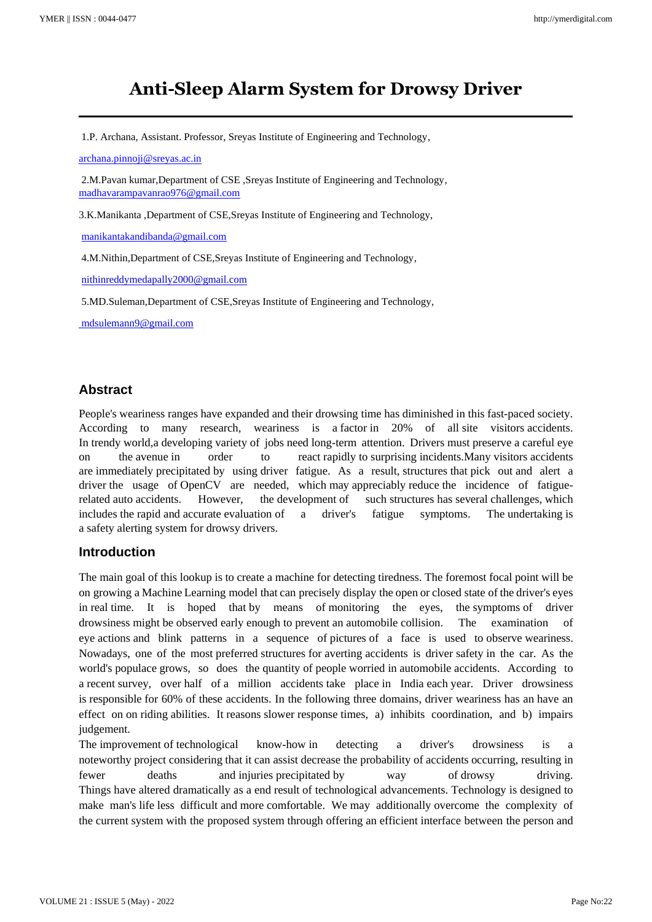# Anti-Sleep Alarm System for Drowsy Driver

1.P. Archana, Assistant. Professor, Sreyas Institute of Engineering and Technology,

archana.pinnoji@sreyas.ac.in

2.M.Pavan kumar,Department of CSE ,Sreyas Institute of Engineering and Technology,
madhavarampavanrao976@gmail.com

3.K.Manikanta ,Department of CSE,Sreyas Institute of Engineering and Technology,

manikantakandibanda@gmail.com

4.M.Nithin,Department of CSE,Sreyas Institute of Engineering and Technology,

nithinreddymedapally2000@gmail.com

5.MD.Suleman,Department of CSE,Sreyas Institute of Engineering and Technology,

mdsulemann9@gmail.com

## Abstract

People's weariness ranges have expanded and their drowsing time has diminished in this fast-paced society. According to many research, weariness is a factor in 20% of all site visitors accidents. In trendy world,a developing variety of jobs need long-term attention. Drivers must preserve a careful eye on the avenue in order to react rapidly to surprising incidents.Many visitors accidents are immediately precipitated by using driver fatigue. As a result, structures that pick out and alert a driver the usage of OpenCV are needed, which may appreciably reduce the incidence of fatigue-related auto accidents. However, the development of such structures has several challenges, which includes the rapid and accurate evaluation of a driver's fatigue symptoms. The undertaking is a safety alerting system for drowsy drivers.

## Introduction

The main goal of this lookup is to create a machine for detecting tiredness. The foremost focal point will be on growing a Machine Learning model that can precisely display the open or closed state of the driver's eyes in real time. It is hoped that by means of monitoring the eyes, the symptoms of driver drowsiness might be observed early enough to prevent an automobile collision. The examination of eye actions and blink patterns in a sequence of pictures of a face is used to observe weariness. Nowadays, one of the most preferred structures for averting accidents is driver safety in the car. As the world's populace grows, so does the quantity of people worried in automobile accidents. According to a recent survey, over half of a million accidents take place in India each year. Driver drowsiness is responsible for 60% of these accidents. In the following three domains, driver weariness has an have an effect on on riding abilities. It reasons slower response times, a) inhibits coordination, and b) impairs judgement.

The improvement of technological know-how in detecting a driver's drowsiness is a noteworthy project considering that it can assist decrease the probability of accidents occurring, resulting in fewer deaths and injuries precipitated by way of drowsy driving. Things have altered dramatically as a end result of technological advancements. Technology is designed to make man's life less difficult and more comfortable. We may additionally overcome the complexity of the current system with the proposed system through offering an efficient interface between the person and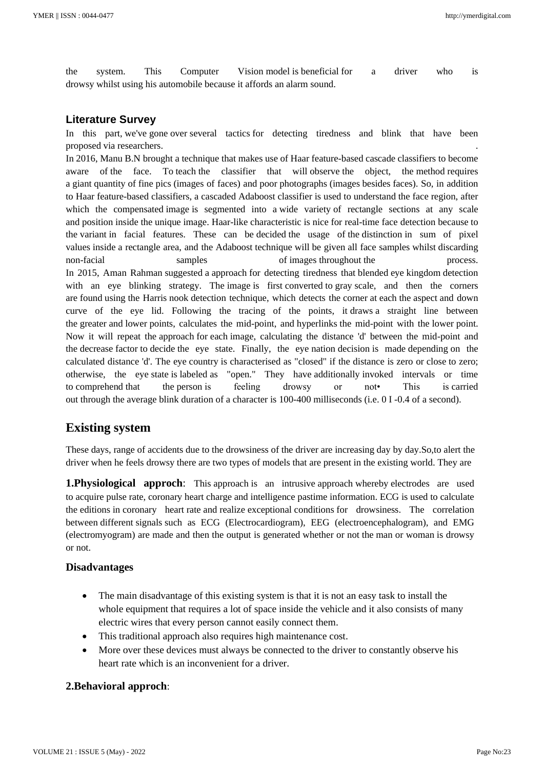the system. This Computer Vision model is beneficial for a driver who is drowsy whilst using his automobile because it affords an alarm sound.

## Literature Survey

In this part, we've gone over several tactics for detecting tiredness and blink that have been proposed via researchers.

In 2016, Manu B.N brought a technique that makes use of Haar feature-based cascade classifiers to become aware of the face. To teach the classifier that will observe the object, the method requires a giant quantity of fine pics (images of faces) and poor photographs (images besides faces). So, in addition to Haar feature-based classifiers, a cascaded Adaboost classifier is used to understand the face region, after which the compensated image is segmented into a wide variety of rectangle sections at any scale and position inside the unique image. Haar-like characteristic is nice for real-time face detection because to the variant in facial features. These can be decided the usage of the distinction in sum of pixel values inside a rectangle area, and the Adaboost technique will be given all face samples whilst discarding non-facial samples of images throughout the process.

In 2015, Aman Rahman suggested a approach for detecting tiredness that blended eye kingdom detection with an eye blinking strategy. The image is first converted to gray scale, and then the corners are found using the Harris nook detection technique, which detects the corner at each the aspect and down curve of the eye lid. Following the tracing of the points, it draws a straight line between the greater and lower points, calculates the mid-point, and hyperlinks the mid-point with the lower point. Now it will repeat the approach for each image, calculating the distance 'd' between the mid-point and the decrease factor to decide the eye state. Finally, the eye nation decision is made depending on the calculated distance 'd'. The eye country is characterised as "closed" if the distance is zero or close to zero; otherwise, the eye state is labeled as "open." They have additionally invoked intervals or time to comprehend that the person is feeling drowsy or not• This is carried out through the average blink duration of a character is 100-400 milliseconds (i.e. 0 I -0.4 of a second).

## Existing system

These days, range of accidents due to the drowsiness of the driver are increasing day by day.So,to alert the driver when he feels drowsy there are two types of models that are present in the existing world. They are

**1.Physiological approch**: This approach is an intrusive approach whereby electrodes are used to acquire pulse rate, coronary heart charge and intelligence pastime information. ECG is used to calculate the editions in coronary heart rate and realize exceptional conditions for drowsiness. The correlation between different signals such as ECG (Electrocardiogram), EEG (electroencephalogram), and EMG (electromyogram) are made and then the output is generated whether or not the man or woman is drowsy or not.

### Disadvantages

- The main disadvantage of this existing system is that it is not an easy task to install the whole equipment that requires a lot of space inside the vehicle and it also consists of many electric wires that every person cannot easily connect them.
- This traditional approach also requires high maintenance cost.
- More over these devices must always be connected to the driver to constantly observe his heart rate which is an inconvenient for a driver.

**2.Behavioral approch**: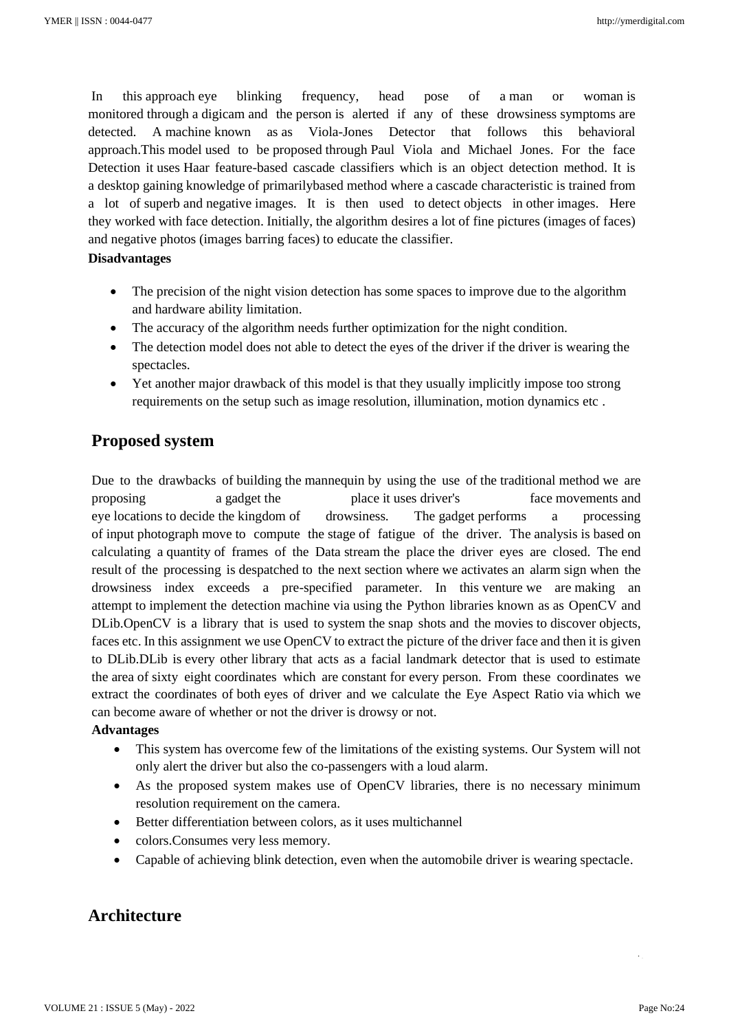In this approach eye blinking frequency, head pose of a man or woman is monitored through a digicam and the person is alerted if any of these drowsiness symptoms are detected. A machine known as as Viola-Jones Detector that follows this behavioral approach.This model used to be proposed through Paul Viola and Michael Jones. For the face Detection it uses Haar feature-based cascade classifiers which is an object detection method. It is a desktop gaining knowledge of primarilybased method where a cascade characteristic is trained from a lot of superb and negative images. It is then used to detect objects in other images. Here they worked with face detection. Initially, the algorithm desires a lot of fine pictures (images of faces) and negative photos (images barring faces) to educate the classifier.

**Disadvantages**

- The precision of the night vision detection has some spaces to improve due to the algorithm and hardware ability limitation.
- The accuracy of the algorithm needs further optimization for the night condition.
- The detection model does not able to detect the eyes of the driver if the driver is wearing the spectacles.
- Yet another major drawback of this model is that they usually implicitly impose too strong requirements on the setup such as image resolution, illumination, motion dynamics etc .

## Proposed system

Due to the drawbacks of building the mannequin by using the use of the traditional method we are proposing a gadget the place it uses driver's face movements and eye locations to decide the kingdom of drowsiness. The gadget performs a processing of input photograph move to compute the stage of fatigue of the driver. The analysis is based on calculating a quantity of frames of the Data stream the place the driver eyes are closed. The end result of the processing is despatched to the next section where we activates an alarm sign when the drowsiness index exceeds a pre-specified parameter. In this venture we are making an attempt to implement the detection machine via using the Python libraries known as as OpenCV and DLib.OpenCV is a library that is used to system the snap shots and the movies to discover objects, faces etc. In this assignment we use OpenCV to extract the picture of the driver face and then it is given to DLib.DLib is every other library that acts as a facial landmark detector that is used to estimate the area of sixty eight coordinates which are constant for every person. From these coordinates we extract the coordinates of both eyes of driver and we calculate the Eye Aspect Ratio via which we can become aware of whether or not the driver is drowsy or not.

**Advantages**

- This system has overcome few of the limitations of the existing systems. Our System will not only alert the driver but also the co-passengers with a loud alarm.
- As the proposed system makes use of OpenCV libraries, there is no necessary minimum resolution requirement on the camera.
- Better differentiation between colors, as it uses multichannel
- colors.Consumes very less memory.
- Capable of achieving blink detection, even when the automobile driver is wearing spectacle.

## Architecture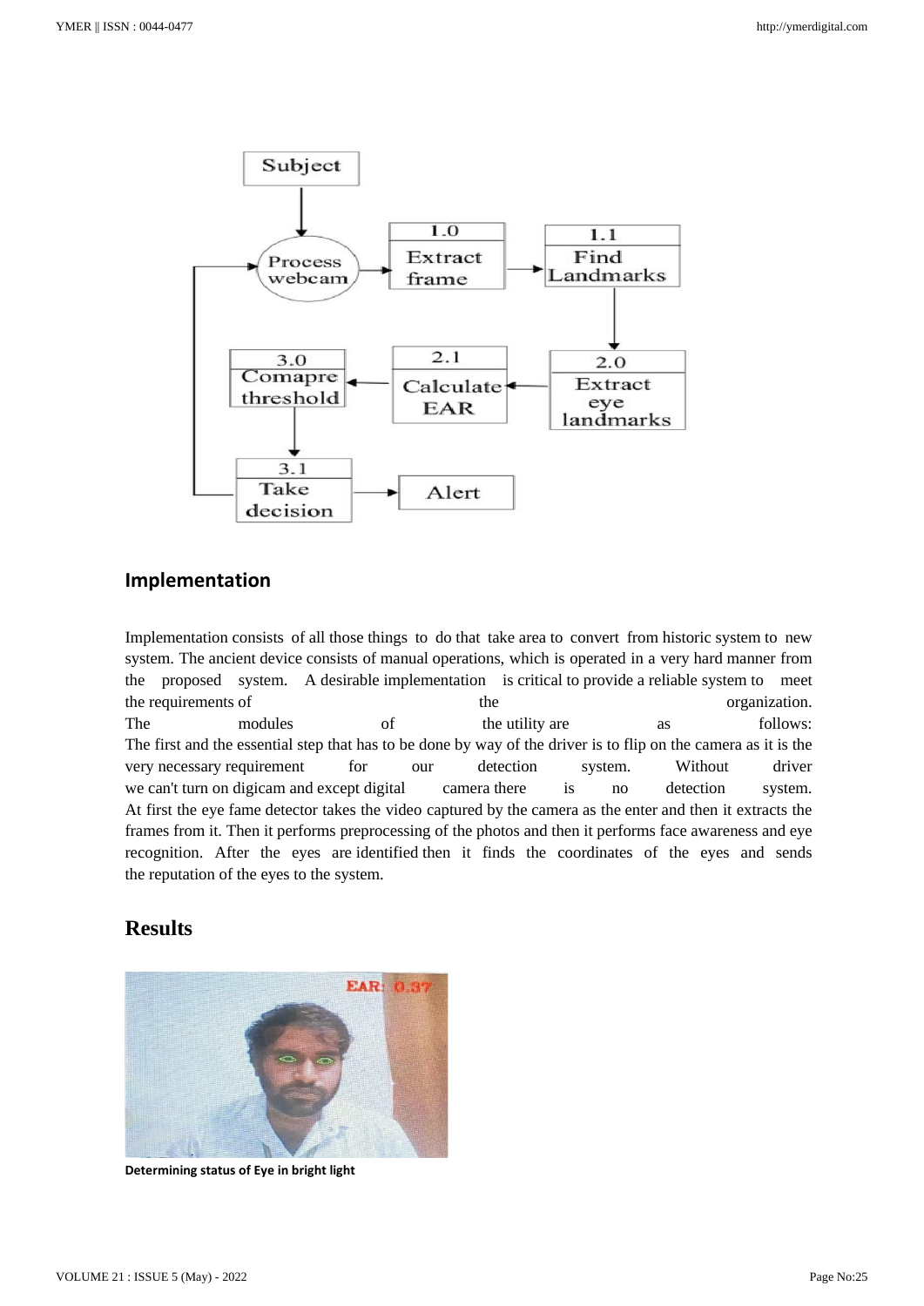## Implementation

Implementation consists of all those things to do that take area to convert from historic system to new system. The ancient device consists of manual operations, which is operated in a very hard manner from the proposed system. A desirable implementation is critical to provide a reliable system to meet the requirements of the organization.

The modules of the utility are as follows:

The first and the essential step that has to be done by way of the driver is to flip on the camera as it is the very necessary requirement for our detection system. Without driver we can't turn on digicam and except digital camera there is no detection system. At first the eye fame detector takes the video captured by the camera as the enter and then it extracts the frames from it. Then it performs preprocessing of the photos and then it performs face awareness and eye recognition. After the eyes are identified then it finds the coordinates of the eyes and sends the reputation of the eyes to the system.

## Results

**Determining status of Eye in bright light**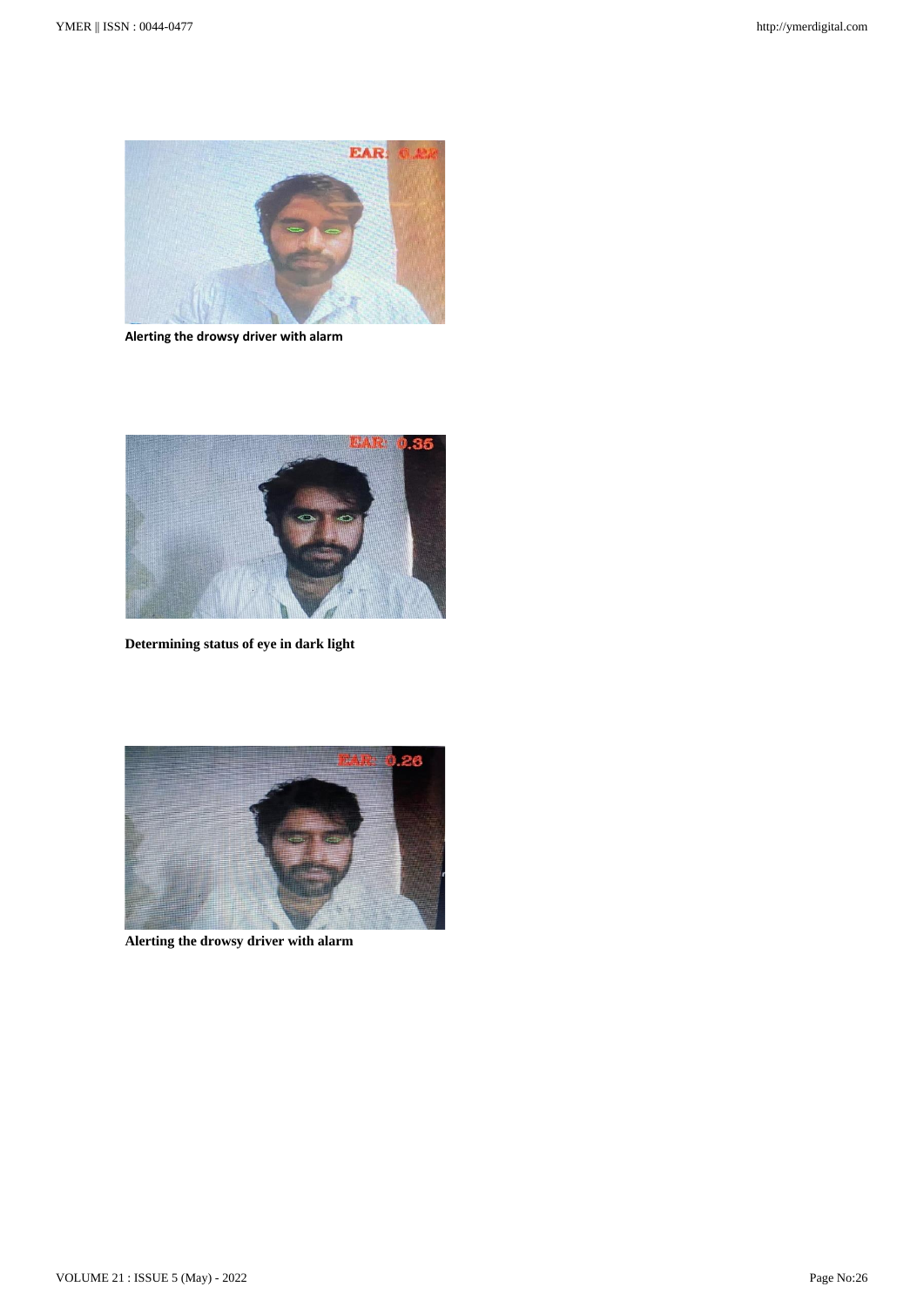**Alerting the drowsy driver with alarm**

**Determining status of eye in dark light**

**Alerting the drowsy driver with alarm**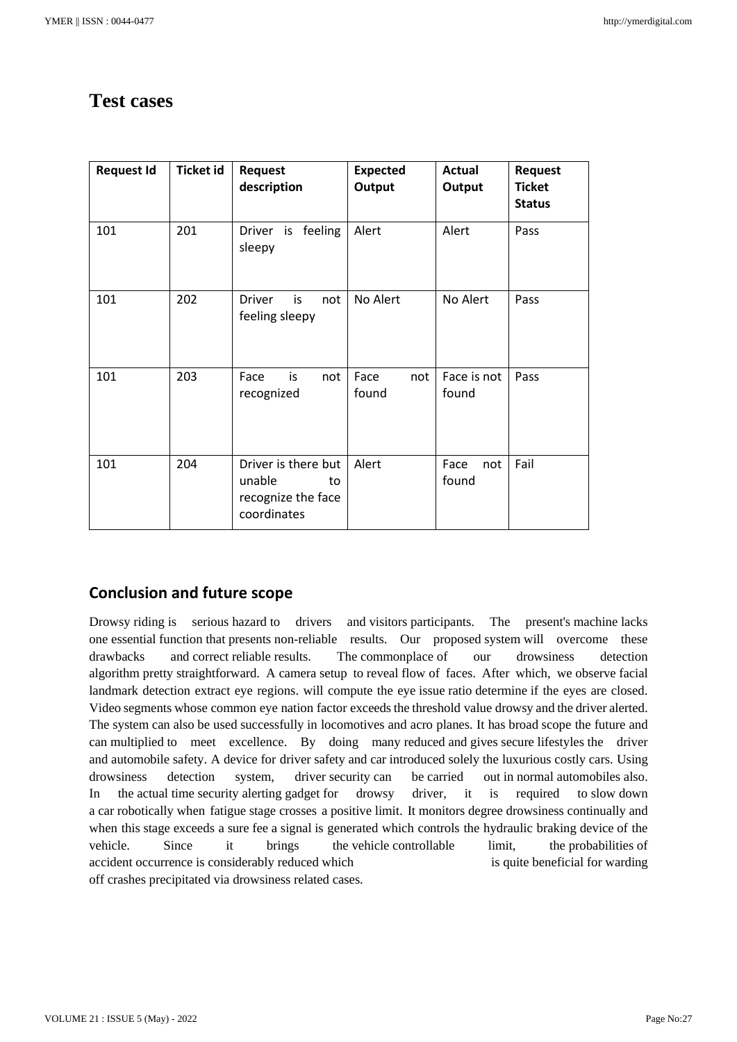# Test cases

| Request Id | Ticket id | Request description | Expected Output | Actual Output | Request Ticket Status |
|---|---|---|---|---|---|
| 101 | 201 | Driver is feeling sleepy | Alert | Alert | Pass |
| 101 | 202 | Driver is not feeling sleepy | No Alert | No Alert | Pass |
| 101 | 203 | Face is not recognized | Face not found | Face is not found | Pass |
| 101 | 204 | Driver is there but unable to recognize the face coordinates | Alert | Face not found | Fail |

## Conclusion and future scope

Drowsy riding is serious hazard to drivers and visitors participants. The present's machine lacks one essential function that presents non-reliable results. Our proposed system will overcome these drawbacks and correct reliable results. The commonplace of our drowsiness detection algorithm pretty straightforward. A camera setup to reveal flow of faces. After which, we observe facial landmark detection extract eye regions. will compute the eye issue ratio determine if the eyes are closed. Video segments whose common eye nation factor exceeds the threshold value drowsy and the driver alerted. The system can also be used successfully in locomotives and acro planes. It has broad scope the future and can multiplied to meet excellence. By doing many reduced and gives secure lifestyles the driver and automobile safety. A device for driver safety and car introduced solely the luxurious costly cars. Using drowsiness detection system, driver security can be carried out in normal automobiles also. In the actual time security alerting gadget for drowsy driver, it is required to slow down a car robotically when fatigue stage crosses a positive limit. It monitors degree drowsiness continually and when this stage exceeds a sure fee a signal is generated which controls the hydraulic braking device of the vehicle. Since it brings the vehicle controllable limit, the probabilities of accident occurrence is considerably reduced which is quite beneficial for warding off crashes precipitated via drowsiness related cases.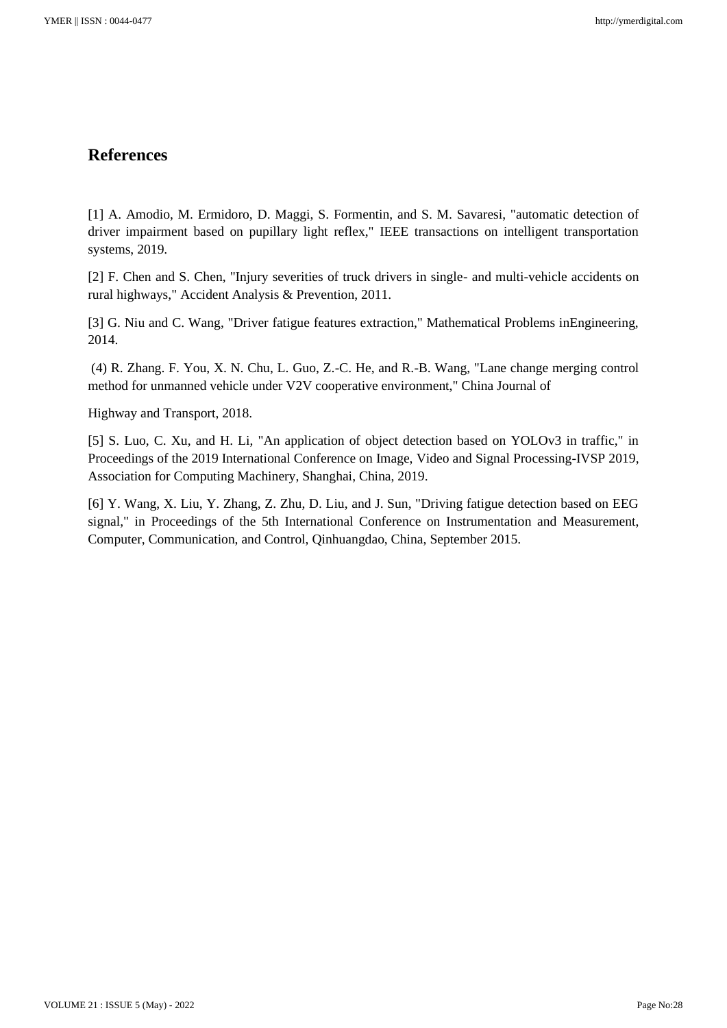## References

[1] A. Amodio, M. Ermidoro, D. Maggi, S. Formentin, and S. M. Savaresi, "automatic detection of driver impairment based on pupillary light reflex," IEEE transactions on intelligent transportation systems, 2019.

[2] F. Chen and S. Chen, "Injury severities of truck drivers in single- and multi-vehicle accidents on rural highways," Accident Analysis & Prevention, 2011.

[3] G. Niu and C. Wang, "Driver fatigue features extraction," Mathematical Problems inEngineering, 2014.

(4) R. Zhang. F. You, X. N. Chu, L. Guo, Z.-C. He, and R.-B. Wang, "Lane change merging control method for unmanned vehicle under V2V cooperative environment," China Journal of

Highway and Transport, 2018.

[5] S. Luo, C. Xu, and H. Li, "An application of object detection based on YOLOv3 in traffic," in Proceedings of the 2019 International Conference on Image, Video and Signal Processing-IVSP 2019, Association for Computing Machinery, Shanghai, China, 2019.

[6] Y. Wang, X. Liu, Y. Zhang, Z. Zhu, D. Liu, and J. Sun, "Driving fatigue detection based on EEG signal," in Proceedings of the 5th International Conference on Instrumentation and Measurement, Computer, Communication, and Control, Qinhuangdao, China, September 2015.